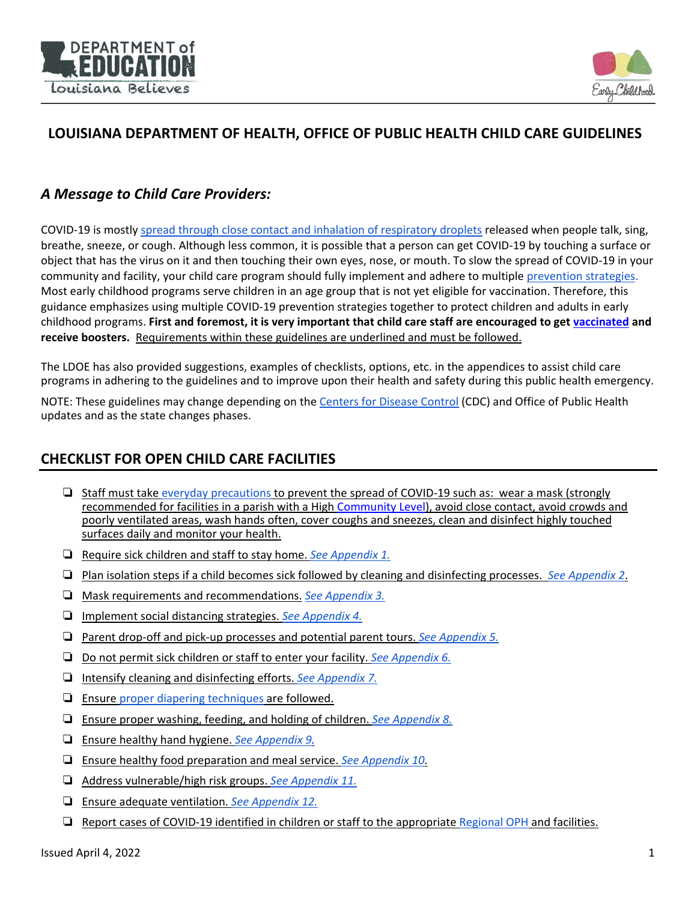# LOUISIANA DEPARTMENT OF HEALTH, OFFICE OF PUBLIC HEALTH CHILD CARE GUIDELINES

## *A Message to Child Care Providers:*

COVID-19 is mostly spread through close contact and inhalation of respiratory droplets released when people talk, sing, breathe, sneeze, or cough. Although less common, it is possible that a person can get COVID-19 by touching a surface or object that has the virus on it and then touching their own eyes, nose, or mouth. To slow the spread of COVID-19 in your community and facility, your child care program should fully implement and adhere to multiple prevention strategies. Most early childhood programs serve children in an age group that is not yet eligible for vaccination. Therefore, this guidance emphasizes using multiple COVID-19 prevention strategies together to protect children and adults in early childhood programs. **First and foremost, it is very important that child care staff are encouraged to get vaccinated and receive boosters.** Requirements within these guidelines are underlined and must be followed.

The LDOE has also provided suggestions, examples of checklists, options, etc. in the appendices to assist child care programs in adhering to the guidelines and to improve upon their health and safety during this public health emergency.

NOTE: These guidelines may change depending on the Centers for Disease Control (CDC) and Office of Public Health updates and as the state changes phases.

## CHECKLIST FOR OPEN CHILD CARE FACILITIES

- ❑ Staff must take everyday precautions to prevent the spread of COVID-19 such as: wear a mask (strongly recommended for facilities in a parish with a High Community Level), avoid close contact, avoid crowds and poorly ventilated areas, wash hands often, cover coughs and sneezes, clean and disinfect highly touched surfaces daily and monitor your health.
- ❑ Require sick children and staff to stay home. *See Appendix 1.*
- ❑ Plan isolation steps if a child becomes sick followed by cleaning and disinfecting processes. *See Appendix 2*.
- ❑ Mask requirements and recommendations. *See Appendix 3.*
- ❑ Implement social distancing strategies. *See Appendix 4.*
- ❑ Parent drop-off and pick-up processes and potential parent tours. *See Appendix 5.*
- ❑ Do not permit sick children or staff to enter your facility. *See Appendix 6.*
- ❑ Intensify cleaning and disinfecting efforts. *See Appendix 7.*
- ❑ Ensure proper diapering techniques are followed.
- ❑ Ensure proper washing, feeding, and holding of children. *See Appendix 8.*
- ❑ Ensure healthy hand hygiene. *See Appendix 9.*
- ❑ Ensure healthy food preparation and meal service. *See Appendix 10.*
- ❑ Address vulnerable/high risk groups. *See Appendix 11.*
- ❑ Ensure adequate ventilation. *See Appendix 12.*
- ❑ Report cases of COVID-19 identified in children or staff to the appropriate Regional OPH and facilities.

Issued April 4, 2022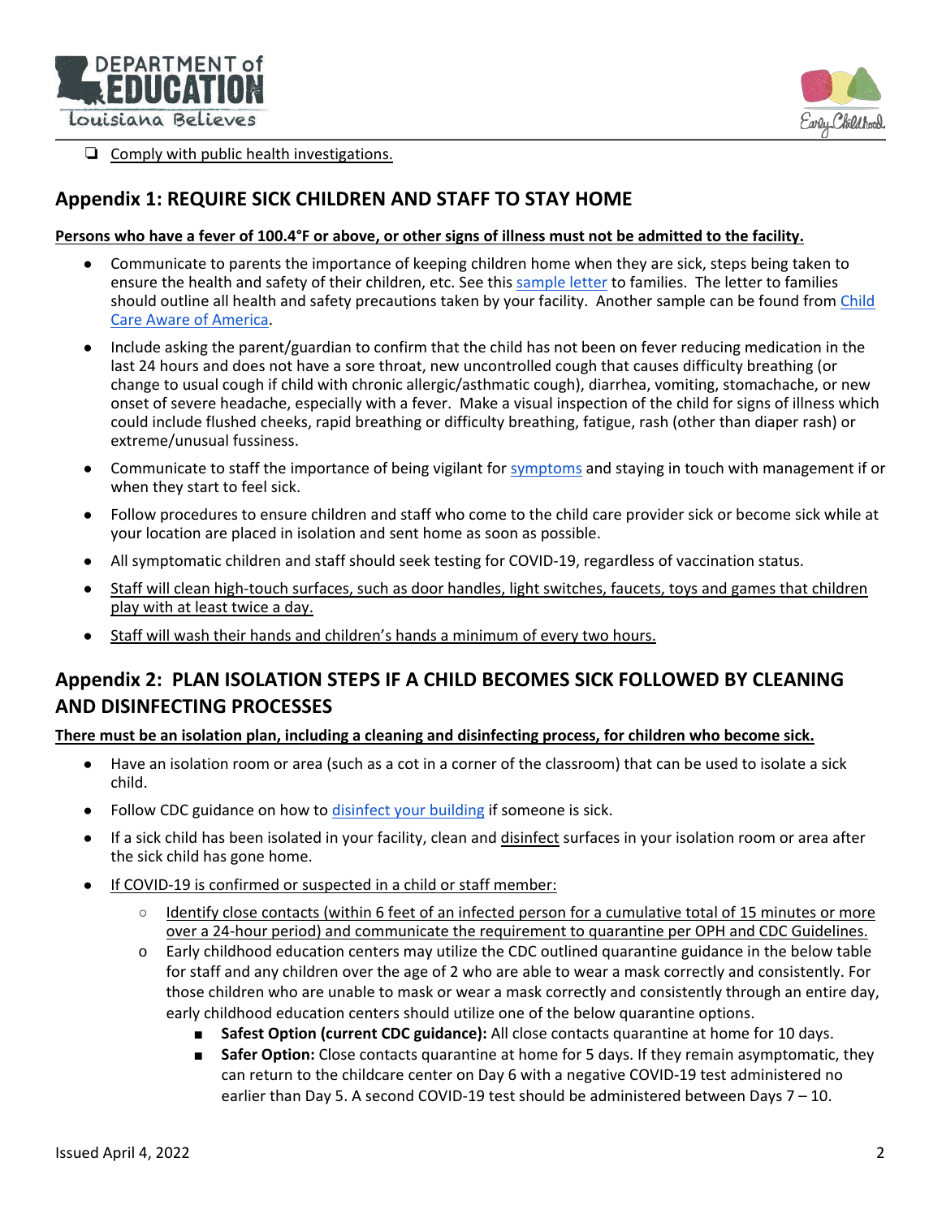- [ ] Comply with public health investigations.

## Appendix 1: REQUIRE SICK CHILDREN AND STAFF TO STAY HOME

**Persons who have a fever of 100.4°F or above, or other signs of illness must not be admitted to the facility.**

- Communicate to parents the importance of keeping children home when they are sick, steps being taken to ensure the health and safety of their children, etc. See this sample letter to families. The letter to families should outline all health and safety precautions taken by your facility. Another sample can be found from Child Care Aware of America.
- Include asking the parent/guardian to confirm that the child has not been on fever reducing medication in the last 24 hours and does not have a sore throat, new uncontrolled cough that causes difficulty breathing (or change to usual cough if child with chronic allergic/asthmatic cough), diarrhea, vomiting, stomachache, or new onset of severe headache, especially with a fever. Make a visual inspection of the child for signs of illness which could include flushed cheeks, rapid breathing or difficulty breathing, fatigue, rash (other than diaper rash) or extreme/unusual fussiness.
- Communicate to staff the importance of being vigilant for symptoms and staying in touch with management if or when they start to feel sick.
- Follow procedures to ensure children and staff who come to the child care provider sick or become sick while at your location are placed in isolation and sent home as soon as possible.
- All symptomatic children and staff should seek testing for COVID-19, regardless of vaccination status.
- Staff will clean high-touch surfaces, such as door handles, light switches, faucets, toys and games that children play with at least twice a day.
- Staff will wash their hands and children's hands a minimum of every two hours.

## Appendix 2: PLAN ISOLATION STEPS IF A CHILD BECOMES SICK FOLLOWED BY CLEANING AND DISINFECTING PROCESSES

**There must be an isolation plan, including a cleaning and disinfecting process, for children who become sick.**

- Have an isolation room or area (such as a cot in a corner of the classroom) that can be used to isolate a sick child.
- Follow CDC guidance on how to disinfect your building if someone is sick.
- If a sick child has been isolated in your facility, clean and disinfect surfaces in your isolation room or area after the sick child has gone home.
- If COVID-19 is confirmed or suspected in a child or staff member:
  - Identify close contacts (within 6 feet of an infected person for a cumulative total of 15 minutes or more over a 24-hour period) and communicate the requirement to quarantine per OPH and CDC Guidelines.
  - Early childhood education centers may utilize the CDC outlined quarantine guidance in the below table for staff and any children over the age of 2 who are able to wear a mask correctly and consistently. For those children who are unable to mask or wear a mask correctly and consistently through an entire day, early childhood education centers should utilize one of the below quarantine options.
    - **Safest Option (current CDC guidance):** All close contacts quarantine at home for 10 days.
    - **Safer Option:** Close contacts quarantine at home for 5 days. If they remain asymptomatic, they can return to the childcare center on Day 6 with a negative COVID-19 test administered no earlier than Day 5. A second COVID-19 test should be administered between Days 7 – 10.

Issued April 4, 2022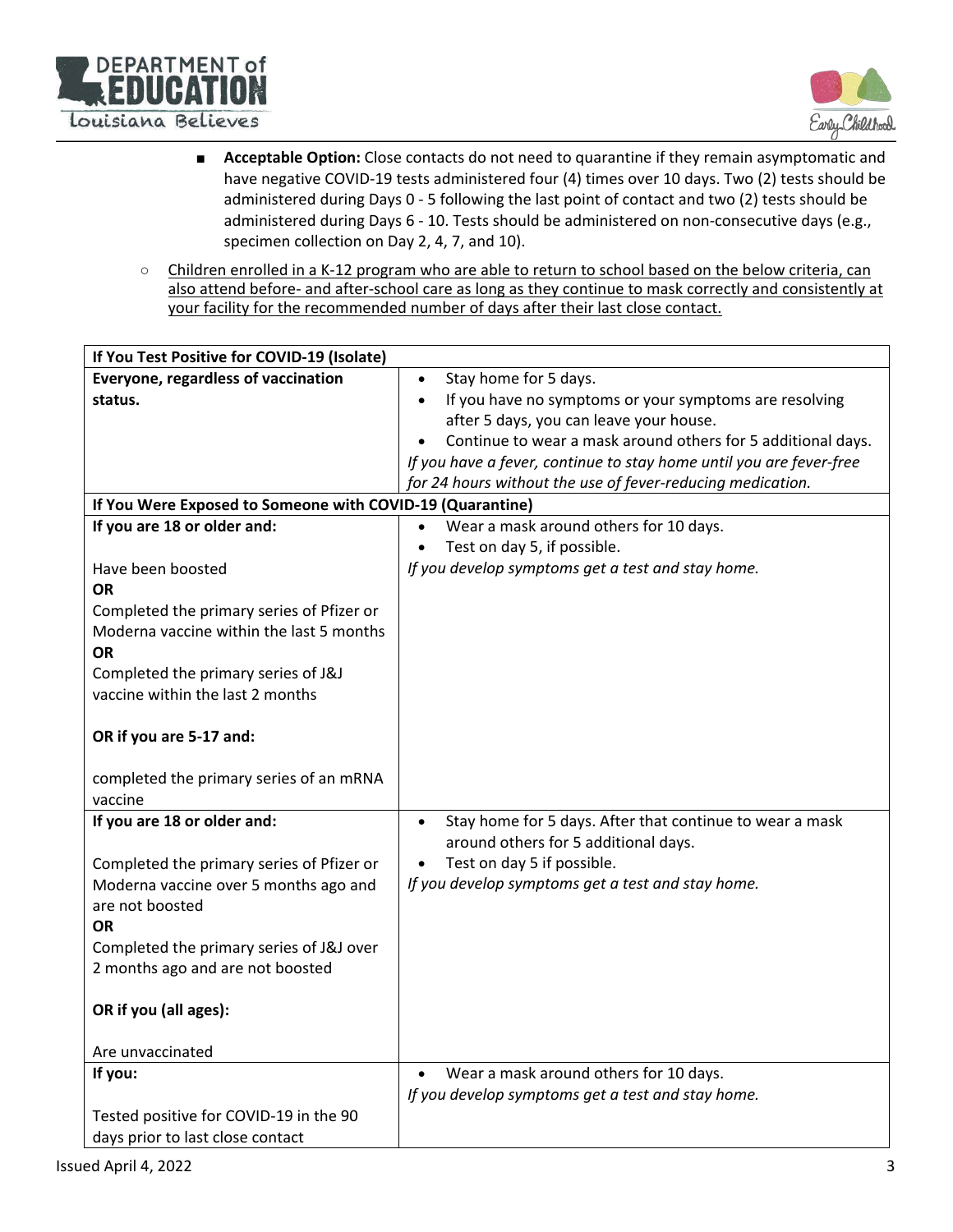- **Acceptable Option:** Close contacts do not need to quarantine if they remain asymptomatic and have negative COVID-19 tests administered four (4) times over 10 days. Two (2) tests should be administered during Days 0 - 5 following the last point of contact and two (2) tests should be administered during Days 6 - 10. Tests should be administered on non-consecutive days (e.g., specimen collection on Day 2, 4, 7, and 10).

- <u>Children enrolled in a K-12 program who are able to return to school based on the below criteria, can also attend before- and after-school care as long as they continue to mask correctly and consistently at your facility for the recommended number of days after their last close contact.</u>

| **If You Test Positive for COVID-19 (Isolate)** | |
|---|---|
| **Everyone, regardless of vaccination status.** | • Stay home for 5 days.<br>• If you have no symptoms or your symptoms are resolving after 5 days, you can leave your house.<br>• Continue to wear a mask around others for 5 additional days.<br>*If you have a fever, continue to stay home until you are fever-free for 24 hours without the use of fever-reducing medication.* |
| **If You Were Exposed to Someone with COVID-19 (Quarantine)** | |
| **If you are 18 or older and:**<br><br>Have been boosted<br>**OR**<br>Completed the primary series of Pfizer or Moderna vaccine within the last 5 months<br>**OR**<br>Completed the primary series of J&J vaccine within the last 2 months<br><br>**OR if you are 5-17 and:**<br><br>completed the primary series of an mRNA vaccine | • Wear a mask around others for 10 days.<br>• Test on day 5, if possible.<br>*If you develop symptoms get a test and stay home.* |
| **If you are 18 or older and:**<br><br>Completed the primary series of Pfizer or Moderna vaccine over 5 months ago and are not boosted<br>**OR**<br>Completed the primary series of J&J over 2 months ago and are not boosted<br><br>**OR if you (all ages):**<br><br>Are unvaccinated | • Stay home for 5 days. After that continue to wear a mask around others for 5 additional days.<br>• Test on day 5 if possible.<br>*If you develop symptoms get a test and stay home.* |
| **If you:**<br><br>Tested positive for COVID-19 in the 90 days prior to last close contact | • Wear a mask around others for 10 days.<br>*If you develop symptoms get a test and stay home.* |

Issued April 4, 2022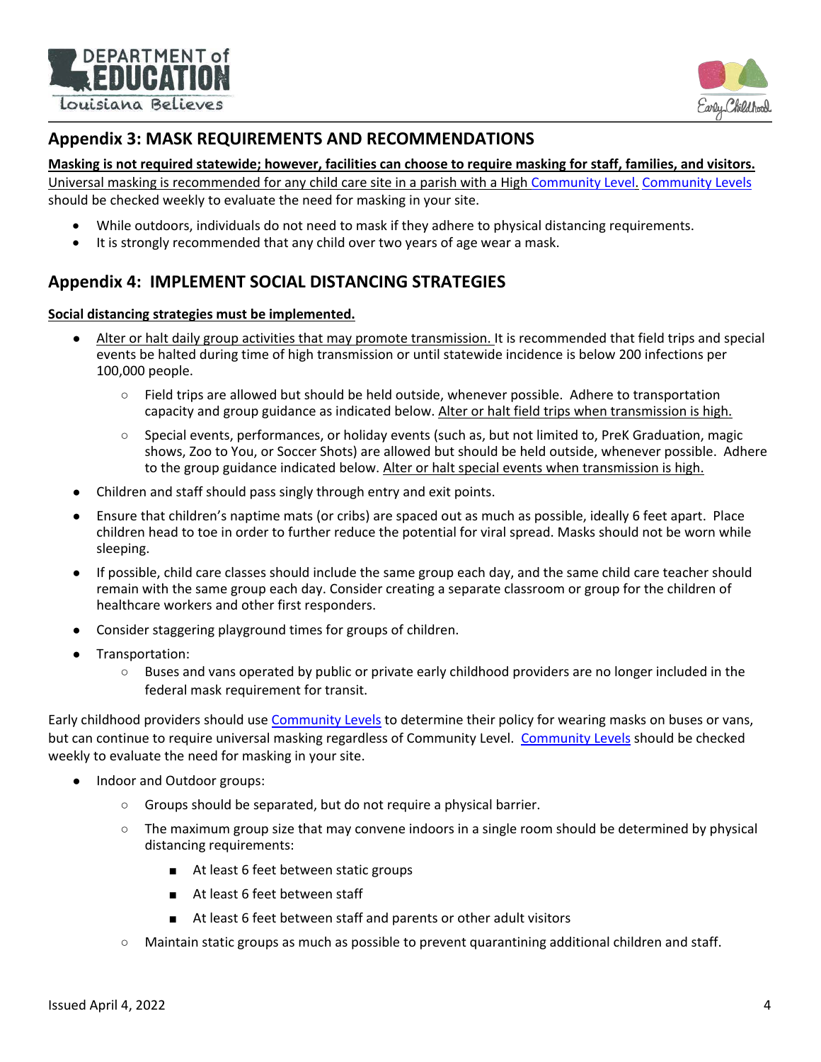## Appendix 3: MASK REQUIREMENTS AND RECOMMENDATIONS

**Masking is not required statewide; however, facilities can choose to require masking for staff, families, and visitors.** Universal masking is recommended for any child care site in a parish with a High Community Level. Community Levels should be checked weekly to evaluate the need for masking in your site.

- While outdoors, individuals do not need to mask if they adhere to physical distancing requirements.
- It is strongly recommended that any child over two years of age wear a mask.

## Appendix 4: IMPLEMENT SOCIAL DISTANCING STRATEGIES

**Social distancing strategies must be implemented.**

- Alter or halt daily group activities that may promote transmission. It is recommended that field trips and special events be halted during time of high transmission or until statewide incidence is below 200 infections per 100,000 people.
  - Field trips are allowed but should be held outside, whenever possible. Adhere to transportation capacity and group guidance as indicated below. Alter or halt field trips when transmission is high.
  - Special events, performances, or holiday events (such as, but not limited to, PreK Graduation, magic shows, Zoo to You, or Soccer Shots) are allowed but should be held outside, whenever possible. Adhere to the group guidance indicated below. Alter or halt special events when transmission is high.
- Children and staff should pass singly through entry and exit points.
- Ensure that children's naptime mats (or cribs) are spaced out as much as possible, ideally 6 feet apart. Place children head to toe in order to further reduce the potential for viral spread. Masks should not be worn while sleeping.
- If possible, child care classes should include the same group each day, and the same child care teacher should remain with the same group each day. Consider creating a separate classroom or group for the children of healthcare workers and other first responders.
- Consider staggering playground times for groups of children.
- Transportation:
  - Buses and vans operated by public or private early childhood providers are no longer included in the federal mask requirement for transit.

Early childhood providers should use Community Levels to determine their policy for wearing masks on buses or vans, but can continue to require universal masking regardless of Community Level. Community Levels should be checked weekly to evaluate the need for masking in your site.

- Indoor and Outdoor groups:
  - Groups should be separated, but do not require a physical barrier.
  - The maximum group size that may convene indoors in a single room should be determined by physical distancing requirements:
    - At least 6 feet between static groups
    - At least 6 feet between staff
    - At least 6 feet between staff and parents or other adult visitors
  - Maintain static groups as much as possible to prevent quarantining additional children and staff.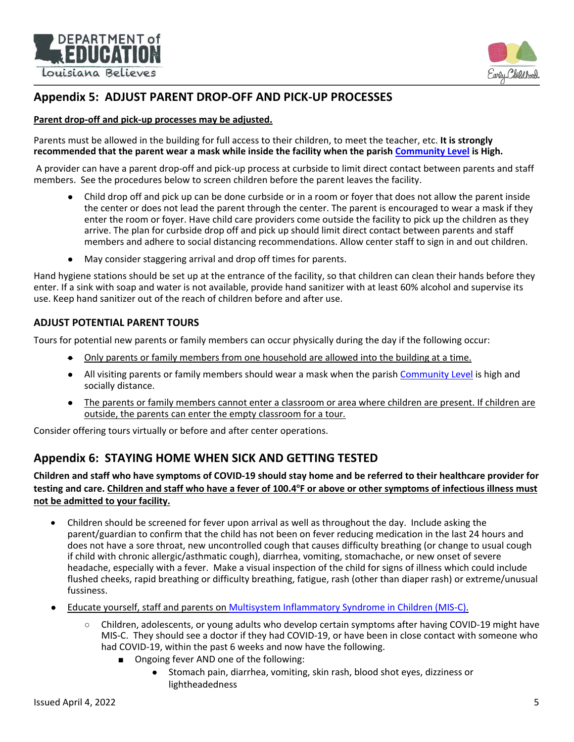## Appendix 5: ADJUST PARENT DROP-OFF AND PICK-UP PROCESSES

**Parent drop-off and pick-up processes may be adjusted.**

Parents must be allowed in the building for full access to their children, to meet the teacher, etc. **It is strongly recommended that the parent wear a mask while inside the facility when the parish Community Level is High.**

A provider can have a parent drop-off and pick-up process at curbside to limit direct contact between parents and staff members. See the procedures below to screen children before the parent leaves the facility.

- Child drop off and pick up can be done curbside or in a room or foyer that does not allow the parent inside the center or does not lead the parent through the center. The parent is encouraged to wear a mask if they enter the room or foyer. Have child care providers come outside the facility to pick up the children as they arrive. The plan for curbside drop off and pick up should limit direct contact between parents and staff members and adhere to social distancing recommendations. Allow center staff to sign in and out children.
- May consider staggering arrival and drop off times for parents.

Hand hygiene stations should be set up at the entrance of the facility, so that children can clean their hands before they enter. If a sink with soap and water is not available, provide hand sanitizer with at least 60% alcohol and supervise its use. Keep hand sanitizer out of the reach of children before and after use.

### ADJUST POTENTIAL PARENT TOURS

Tours for potential new parents or family members can occur physically during the day if the following occur:

- Only parents or family members from one household are allowed into the building at a time.
- All visiting parents or family members should wear a mask when the parish Community Level is high and socially distance.
- The parents or family members cannot enter a classroom or area where children are present. If children are outside, the parents can enter the empty classroom for a tour.

Consider offering tours virtually or before and after center operations.

## Appendix 6: STAYING HOME WHEN SICK AND GETTING TESTED

**Children and staff who have symptoms of COVID-19 should stay home and be referred to their healthcare provider for testing and care. Children and staff who have a fever of 100.4°F or above or other symptoms of infectious illness must not be admitted to your facility.**

- Children should be screened for fever upon arrival as well as throughout the day. Include asking the parent/guardian to confirm that the child has not been on fever reducing medication in the last 24 hours and does not have a sore throat, new uncontrolled cough that causes difficulty breathing (or change to usual cough if child with chronic allergic/asthmatic cough), diarrhea, vomiting, stomachache, or new onset of severe headache, especially with a fever. Make a visual inspection of the child for signs of illness which could include flushed cheeks, rapid breathing or difficulty breathing, fatigue, rash (other than diaper rash) or extreme/unusual fussiness.
- Educate yourself, staff and parents on Multisystem Inflammatory Syndrome in Children (MIS-C).
  - Children, adolescents, or young adults who develop certain symptoms after having COVID-19 might have MIS-C. They should see a doctor if they had COVID-19, or have been in close contact with someone who had COVID-19, within the past 6 weeks and now have the following.
    - Ongoing fever AND one of the following:
      - Stomach pain, diarrhea, vomiting, skin rash, blood shot eyes, dizziness or lightheadedness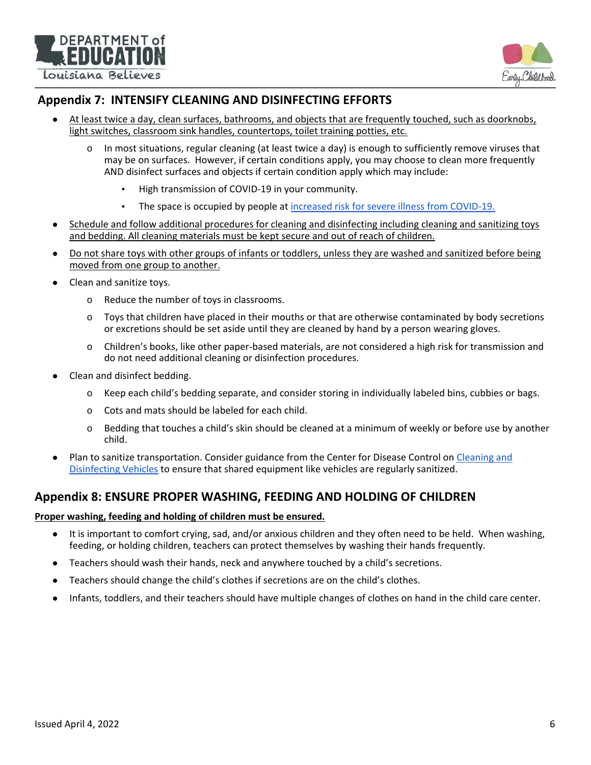## Appendix 7: INTENSIFY CLEANING AND DISINFECTING EFFORTS

- At least twice a day, clean surfaces, bathrooms, and objects that are frequently touched, such as doorknobs, light switches, classroom sink handles, countertops, toilet training potties, etc.
  - In most situations, regular cleaning (at least twice a day) is enough to sufficiently remove viruses that may be on surfaces. However, if certain conditions apply, you may choose to clean more frequently AND disinfect surfaces and objects if certain condition apply which may include:
    - High transmission of COVID-19 in your community.
    - The space is occupied by people at [increased risk for severe illness from COVID-19.]()
- Schedule and follow additional procedures for cleaning and disinfecting including cleaning and sanitizing toys and bedding. All cleaning materials must be kept secure and out of reach of children.
- Do not share toys with other groups of infants or toddlers, unless they are washed and sanitized before being moved from one group to another.
- Clean and sanitize toys.
  - Reduce the number of toys in classrooms.
  - Toys that children have placed in their mouths or that are otherwise contaminated by body secretions or excretions should be set aside until they are cleaned by hand by a person wearing gloves.
  - Children's books, like other paper-based materials, are not considered a high risk for transmission and do not need additional cleaning or disinfection procedures.
- Clean and disinfect bedding.
  - Keep each child's bedding separate, and consider storing in individually labeled bins, cubbies or bags.
  - Cots and mats should be labeled for each child.
  - Bedding that touches a child's skin should be cleaned at a minimum of weekly or before use by another child.
- Plan to sanitize transportation. Consider guidance from the Center for Disease Control on [Cleaning and Disinfecting Vehicles]() to ensure that shared equipment like vehicles are regularly sanitized.

## Appendix 8: ENSURE PROPER WASHING, FEEDING AND HOLDING OF CHILDREN

**Proper washing, feeding and holding of children must be ensured.**

- It is important to comfort crying, sad, and/or anxious children and they often need to be held. When washing, feeding, or holding children, teachers can protect themselves by washing their hands frequently.
- Teachers should wash their hands, neck and anywhere touched by a child's secretions.
- Teachers should change the child's clothes if secretions are on the child's clothes.
- Infants, toddlers, and their teachers should have multiple changes of clothes on hand in the child care center.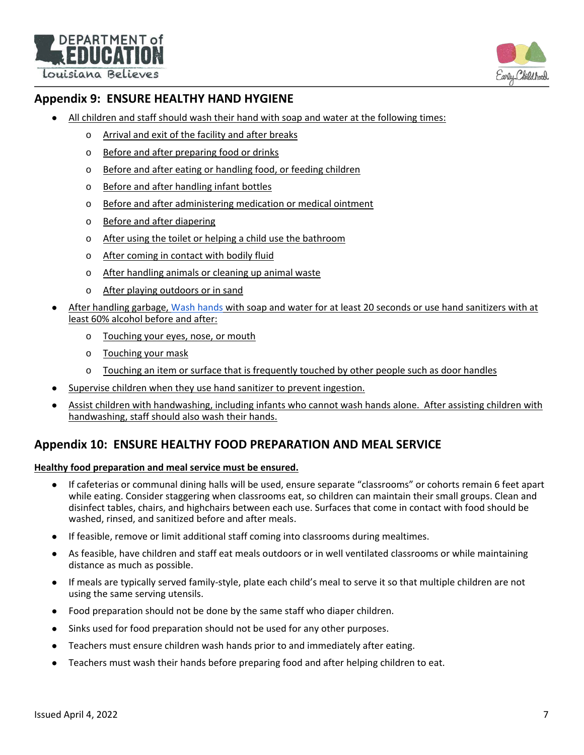## Appendix 9: ENSURE HEALTHY HAND HYGIENE

- All children and staff should wash their hand with soap and water at the following times:
  - Arrival and exit of the facility and after breaks
  - Before and after preparing food or drinks
  - Before and after eating or handling food, or feeding children
  - Before and after handling infant bottles
  - Before and after administering medication or medical ointment
  - Before and after diapering
  - After using the toilet or helping a child use the bathroom
  - After coming in contact with bodily fluid
  - After handling animals or cleaning up animal waste
  - After playing outdoors or in sand
- After handling garbage, Wash hands with soap and water for at least 20 seconds or use hand sanitizers with at least 60% alcohol before and after:
  - Touching your eyes, nose, or mouth
  - Touching your mask
  - Touching an item or surface that is frequently touched by other people such as door handles
- Supervise children when they use hand sanitizer to prevent ingestion.
- Assist children with handwashing, including infants who cannot wash hands alone. After assisting children with handwashing, staff should also wash their hands.

## Appendix 10: ENSURE HEALTHY FOOD PREPARATION AND MEAL SERVICE

**Healthy food preparation and meal service must be ensured.**

- If cafeterias or communal dining halls will be used, ensure separate "classrooms" or cohorts remain 6 feet apart while eating. Consider staggering when classrooms eat, so children can maintain their small groups. Clean and disinfect tables, chairs, and highchairs between each use. Surfaces that come in contact with food should be washed, rinsed, and sanitized before and after meals.
- If feasible, remove or limit additional staff coming into classrooms during mealtimes.
- As feasible, have children and staff eat meals outdoors or in well ventilated classrooms or while maintaining distance as much as possible.
- If meals are typically served family-style, plate each child's meal to serve it so that multiple children are not using the same serving utensils.
- Food preparation should not be done by the same staff who diaper children.
- Sinks used for food preparation should not be used for any other purposes.
- Teachers must ensure children wash hands prior to and immediately after eating.
- Teachers must wash their hands before preparing food and after helping children to eat.

Issued April 4, 2022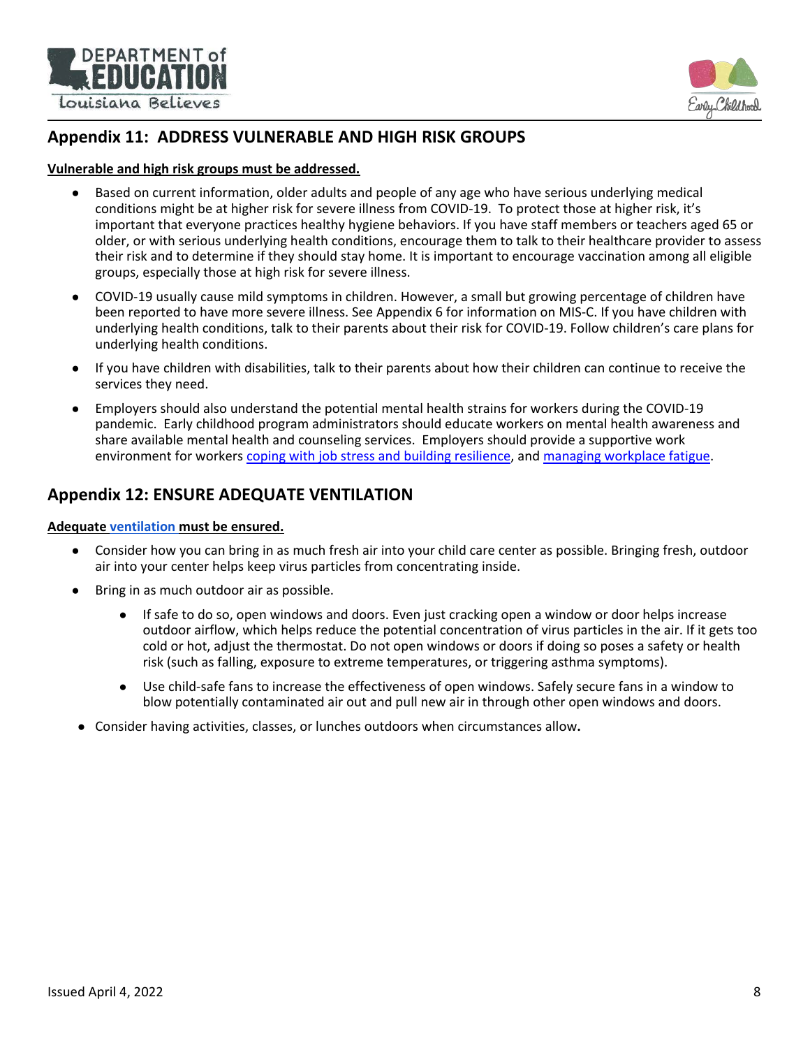## Appendix 11: ADDRESS VULNERABLE AND HIGH RISK GROUPS

**Vulnerable and high risk groups must be addressed.**

- Based on current information, older adults and people of any age who have serious underlying medical conditions might be at higher risk for severe illness from COVID-19. To protect those at higher risk, it's important that everyone practices healthy hygiene behaviors. If you have staff members or teachers aged 65 or older, or with serious underlying health conditions, encourage them to talk to their healthcare provider to assess their risk and to determine if they should stay home. It is important to encourage vaccination among all eligible groups, especially those at high risk for severe illness.
- COVID-19 usually cause mild symptoms in children. However, a small but growing percentage of children have been reported to have more severe illness. See Appendix 6 for information on MIS-C. If you have children with underlying health conditions, talk to their parents about their risk for COVID-19. Follow children's care plans for underlying health conditions.
- If you have children with disabilities, talk to their parents about how their children can continue to receive the services they need.
- Employers should also understand the potential mental health strains for workers during the COVID-19 pandemic. Early childhood program administrators should educate workers on mental health awareness and share available mental health and counseling services. Employers should provide a supportive work environment for workers coping with job stress and building resilience, and managing workplace fatigue.

## Appendix 12: ENSURE ADEQUATE VENTILATION

**Adequate ventilation must be ensured.**

- Consider how you can bring in as much fresh air into your child care center as possible. Bringing fresh, outdoor air into your center helps keep virus particles from concentrating inside.
- Bring in as much outdoor air as possible.
  - If safe to do so, open windows and doors. Even just cracking open a window or door helps increase outdoor airflow, which helps reduce the potential concentration of virus particles in the air. If it gets too cold or hot, adjust the thermostat. Do not open windows or doors if doing so poses a safety or health risk (such as falling, exposure to extreme temperatures, or triggering asthma symptoms).
  - Use child-safe fans to increase the effectiveness of open windows. Safely secure fans in a window to blow potentially contaminated air out and pull new air in through other open windows and doors.
- Consider having activities, classes, or lunches outdoors when circumstances allow**.**

Issued April 4, 2022